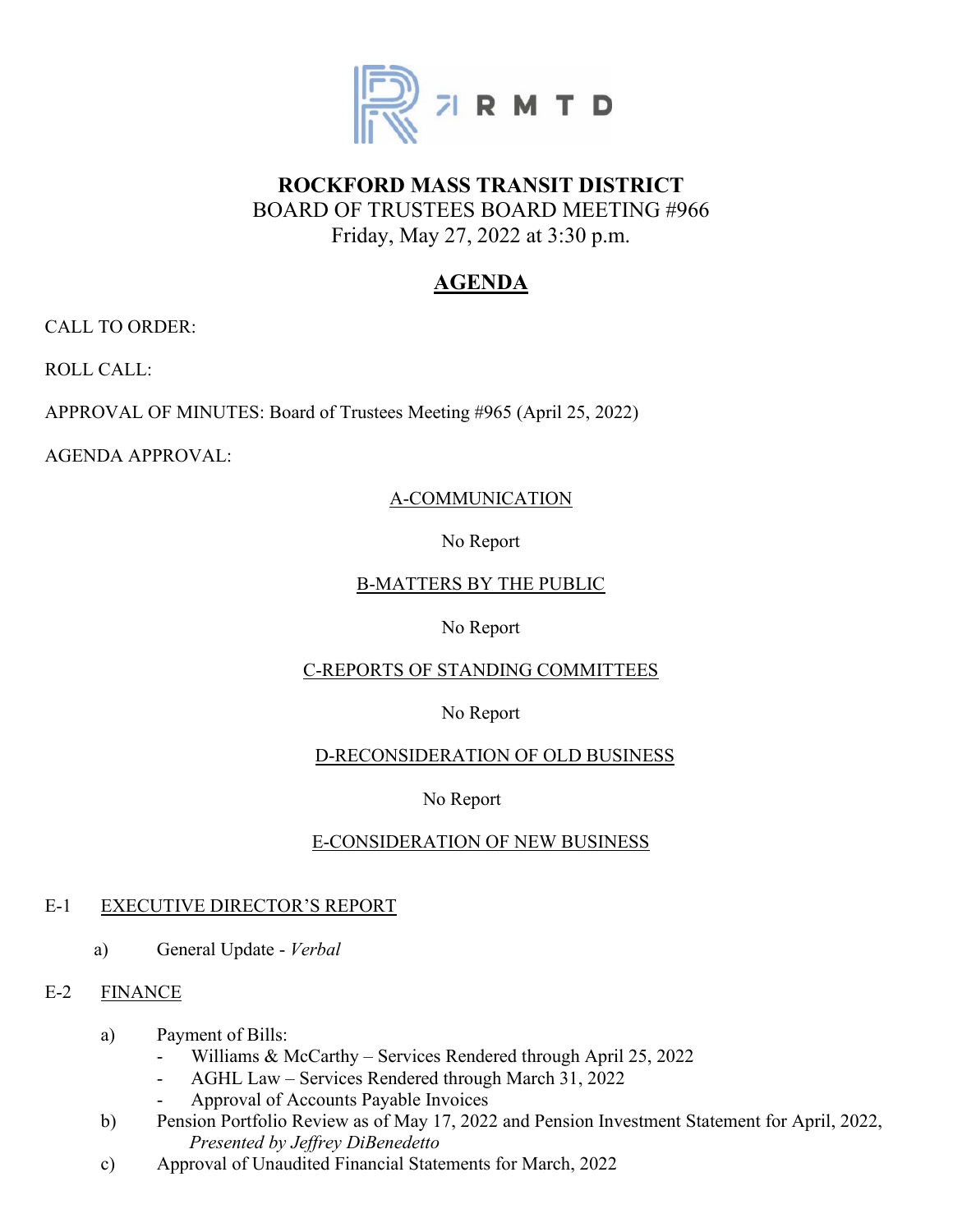# ROCKFORD MASS TRANSIT DISTRICT

BOARD OF TRUSTEES BOARD MEETING #966

Friday, May 27, 2022 at 3:30 p.m.

## AGENDA

CALL TO ORDER:

ROLL CALL:

APPROVAL OF MINUTES: Board of Trustees Meeting #965 (April 25, 2022)

AGENDA APPROVAL:

### A-COMMUNICATION

No Report

### B-MATTERS BY THE PUBLIC

No Report

### C-REPORTS OF STANDING COMMITTEES

No Report

### D-RECONSIDERATION OF OLD BUSINESS

No Report

### E-CONSIDERATION OF NEW BUSINESS

E-1 EXECUTIVE DIRECTOR'S REPORT

a) General Update - *Verbal*

E-2 FINANCE

a) Payment of Bills:
   - Williams & McCarthy – Services Rendered through April 25, 2022
   - AGHL Law – Services Rendered through March 31, 2022
   - Approval of Accounts Payable Invoices

b) Pension Portfolio Review as of May 17, 2022 and Pension Investment Statement for April, 2022, *Presented by Jeffrey DiBenedetto*

c) Approval of Unaudited Financial Statements for March, 2022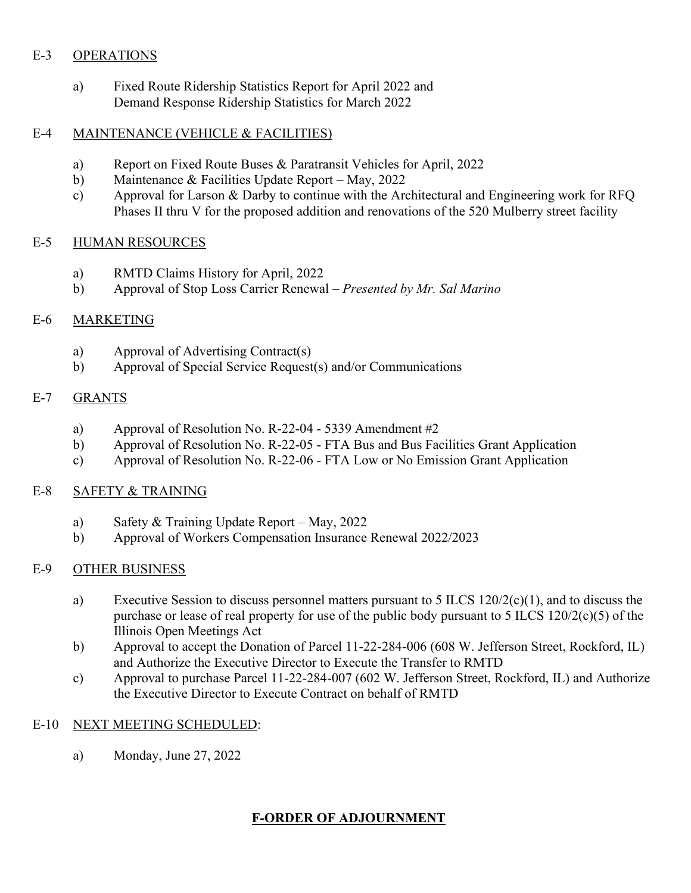## E-3 OPERATIONS

a) Fixed Route Ridership Statistics Report for April 2022 and Demand Response Ridership Statistics for March 2022

## E-4 MAINTENANCE (VEHICLE & FACILITIES)

a) Report on Fixed Route Buses & Paratransit Vehicles for April, 2022
b) Maintenance & Facilities Update Report – May, 2022
c) Approval for Larson & Darby to continue with the Architectural and Engineering work for RFQ Phases II thru V for the proposed addition and renovations of the 520 Mulberry street facility

## E-5 HUMAN RESOURCES

a) RMTD Claims History for April, 2022
b) Approval of Stop Loss Carrier Renewal – *Presented by Mr. Sal Marino*

## E-6 MARKETING

a) Approval of Advertising Contract(s)
b) Approval of Special Service Request(s) and/or Communications

## E-7 GRANTS

a) Approval of Resolution No. R-22-04 - 5339 Amendment #2
b) Approval of Resolution No. R-22-05 - FTA Bus and Bus Facilities Grant Application
c) Approval of Resolution No. R-22-06 - FTA Low or No Emission Grant Application

## E-8 SAFETY & TRAINING

a) Safety & Training Update Report – May, 2022
b) Approval of Workers Compensation Insurance Renewal 2022/2023

## E-9 OTHER BUSINESS

a) Executive Session to discuss personnel matters pursuant to 5 ILCS 120/2(c)(1), and to discuss the purchase or lease of real property for use of the public body pursuant to 5 ILCS 120/2(c)(5) of the Illinois Open Meetings Act
b) Approval to accept the Donation of Parcel 11-22-284-006 (608 W. Jefferson Street, Rockford, IL) and Authorize the Executive Director to Execute the Transfer to RMTD
c) Approval to purchase Parcel 11-22-284-007 (602 W. Jefferson Street, Rockford, IL) and Authorize the Executive Director to Execute Contract on behalf of RMTD

## E-10 NEXT MEETING SCHEDULED:

a) Monday, June 27, 2022

## F-ORDER OF ADJOURNMENT